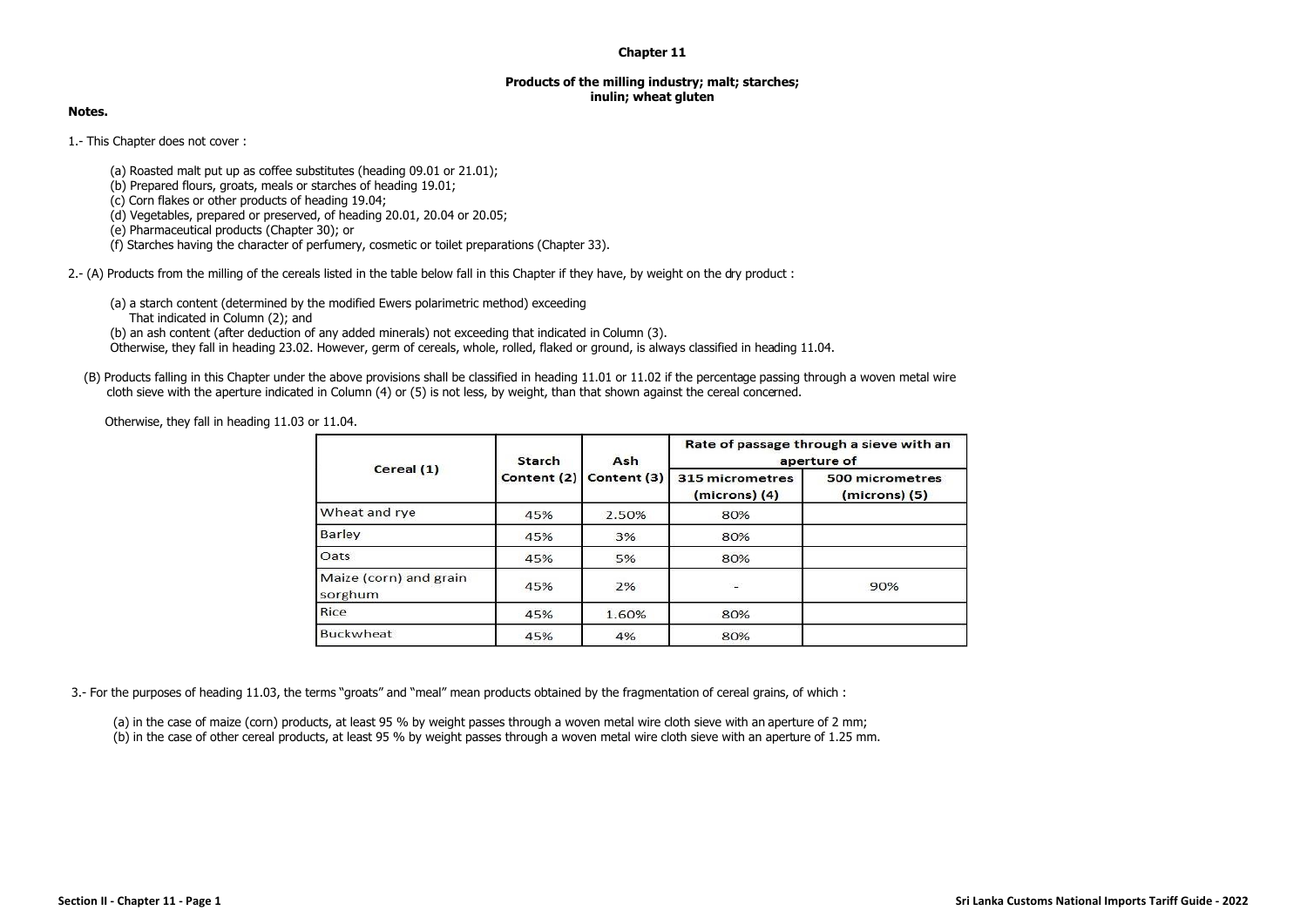# Chapter 11

## Products of the milling industry; malt; starches; inulin; wheat gluten

**Notes.**

1.- This Chapter does not cover :

(a) Roasted malt put up as coffee substitutes (heading 09.01 or 21.01);
(b) Prepared flours, groats, meals or starches of heading 19.01;
(c) Corn flakes or other products of heading 19.04;
(d) Vegetables, prepared or preserved, of heading 20.01, 20.04 or 20.05;
(e) Pharmaceutical products (Chapter 30); or
(f) Starches having the character of perfumery, cosmetic or toilet preparations (Chapter 33).

2.- (A) Products from the milling of the cereals listed in the table below fall in this Chapter if they have, by weight on the dry product :

(a) a starch content (determined by the modified Ewers polarimetric method) exceeding That indicated in Column (2); and
(b) an ash content (after deduction of any added minerals) not exceeding that indicated in Column (3).
Otherwise, they fall in heading 23.02. However, germ of cereals, whole, rolled, flaked or ground, is always classified in heading 11.04.

(B) Products falling in this Chapter under the above provisions shall be classified in heading 11.01 or 11.02 if the percentage passing through a woven metal wire cloth sieve with the aperture indicated in Column (4) or (5) is not less, by weight, than that shown against the cereal concerned.

Otherwise, they fall in heading 11.03 or 11.04.

| Cereal (1) | Starch Content (2) | Ash Content (3) | Rate of passage through a sieve with an aperture of | |
|---|---|---|---|---|
| | | | 315 micrometres (microns) (4) | 500 micrometres (microns) (5) |
| Wheat and rye | 45% | 2.50% | 80% | |
| Barley | 45% | 3% | 80% | |
| Oats | 45% | 5% | 80% | |
| Maize (corn) and grain sorghum | 45% | 2% | - | 90% |
| Rice | 45% | 1.60% | 80% | |
| Buckwheat | 45% | 4% | 80% | |

3.- For the purposes of heading 11.03, the terms "groats" and "meal" mean products obtained by the fragmentation of cereal grains, of which :

(a) in the case of maize (corn) products, at least 95 % by weight passes through a woven metal wire cloth sieve with an aperture of 2 mm;
(b) in the case of other cereal products, at least 95 % by weight passes through a woven metal wire cloth sieve with an aperture of 1.25 mm.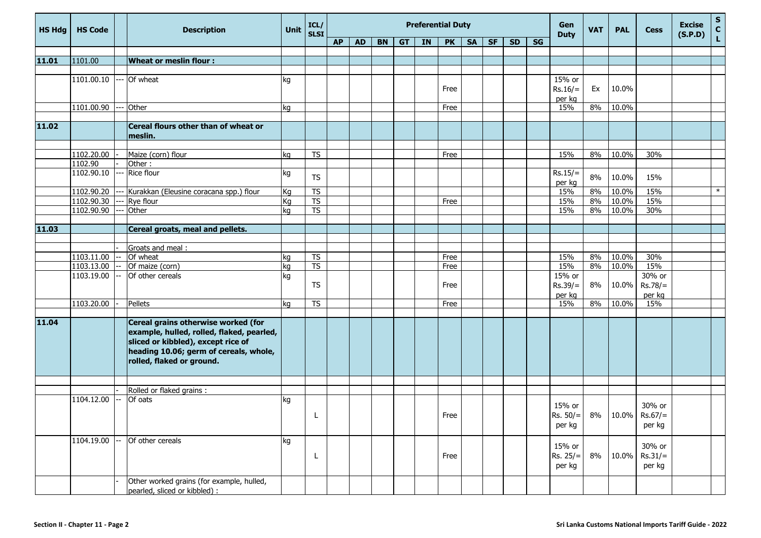| HS Hdg | HS Code | | Description | Unit | ICL/ SLSI | Preferential Duty | | | | | | | | | | Gen Duty | VAT | PAL | Cess | Excise (S.P.D) | SCL |
|---|---|---|---|---|---|---|---|---|---|---|---|---|---|---|---|---|---|---|---|---|---|
| | | | | | | AP | AD | BN | GT | IN | PK | SA | SF | SD | SG | | | | | | |
| 11.01 | 1101.00 | | **Wheat or meslin flour :** | | | | | | | | | | | | | | | | | | |
| | 1101.00.10 | --- | Of wheat | kg | | | | | | | Free | | | | | 15% or Rs.16/= per kg | Ex | 10.0% | | | |
| | 1101.00.90 | --- | Other | kg | | | | | | | Free | | | | | 15% | 8% | 10.0% | | | |
| 11.02 | | | **Cereal flours other than of wheat or meslin.** | | | | | | | | | | | | | | | | | | |
| | 1102.20.00 | - | Maize (corn) flour | kg | TS | | | | | | Free | | | | | 15% | 8% | 10.0% | 30% | | |
| | 1102.90 | - | Other : | | | | | | | | | | | | | | | | | | |
| | 1102.90.10 | --- | Rice flour | kg | TS | | | | | | | | | | | Rs.15/= per kg | 8% | 10.0% | 15% | | |
| | 1102.90.20 | --- | Kurakkan (Eleusine coracana spp.) flour | Kg | TS | | | | | | | | | | | 15% | 8% | 10.0% | 15% | | * |
| | 1102.90.30 | --- | Rye flour | Kg | TS | | | | | | Free | | | | | 15% | 8% | 10.0% | 15% | | |
| | 1102.90.90 | --- | Other | kg | TS | | | | | | Free | | | | | 15% | 8% | 10.0% | 30% | | |
| 11.03 | | | **Cereal groats, meal and pellets.** | | | | | | | | | | | | | | | | | | |
| | | - | Groats and meal : | | | | | | | | | | | | | | | | | | |
| | 1103.11.00 | -- | Of wheat | kg | TS | | | | | | Free | | | | | 15% | 8% | 10.0% | 30% | | |
| | 1103.13.00 | -- | Of maize (corn) | kg | TS | | | | | | Free | | | | | 15% | 8% | 10.0% | 15% | | |
| | 1103.19.00 | -- | Of other cereals | kg | TS | | | | | | Free | | | | | 15% or Rs.39/= per kg | 8% | 10.0% | 30% or Rs.78/= per kg | | |
| | 1103.20.00 | - | Pellets | kg | TS | | | | | | Free | | | | | 15% | 8% | 10.0% | 15% | | |
| 11.04 | | | **Cereal grains otherwise worked (for example, hulled, rolled, flaked, pearled, sliced or kibbled), except rice of heading 10.06; germ of cereals, whole, rolled, flaked or ground.** | | | | | | | | | | | | | | | | | | |
| | | - | Rolled or flaked grains : | | | | | | | | | | | | | | | | | | |
| | 1104.12.00 | -- | Of oats | kg | L | | | | | | Free | | | | | 15% or Rs. 50/= per kg | 8% | 10.0% | 30% or Rs.67/= per kg | | |
| | 1104.19.00 | -- | Of other cereals | kg | L | | | | | | Free | | | | | 15% or Rs. 25/= per kg | 8% | 10.0% | 30% or Rs.31/= per kg | | |
| | | - | Other worked grains (for example, hulled, pearled, sliced or kibbled) : | | | | | | | | | | | | | | | | | | |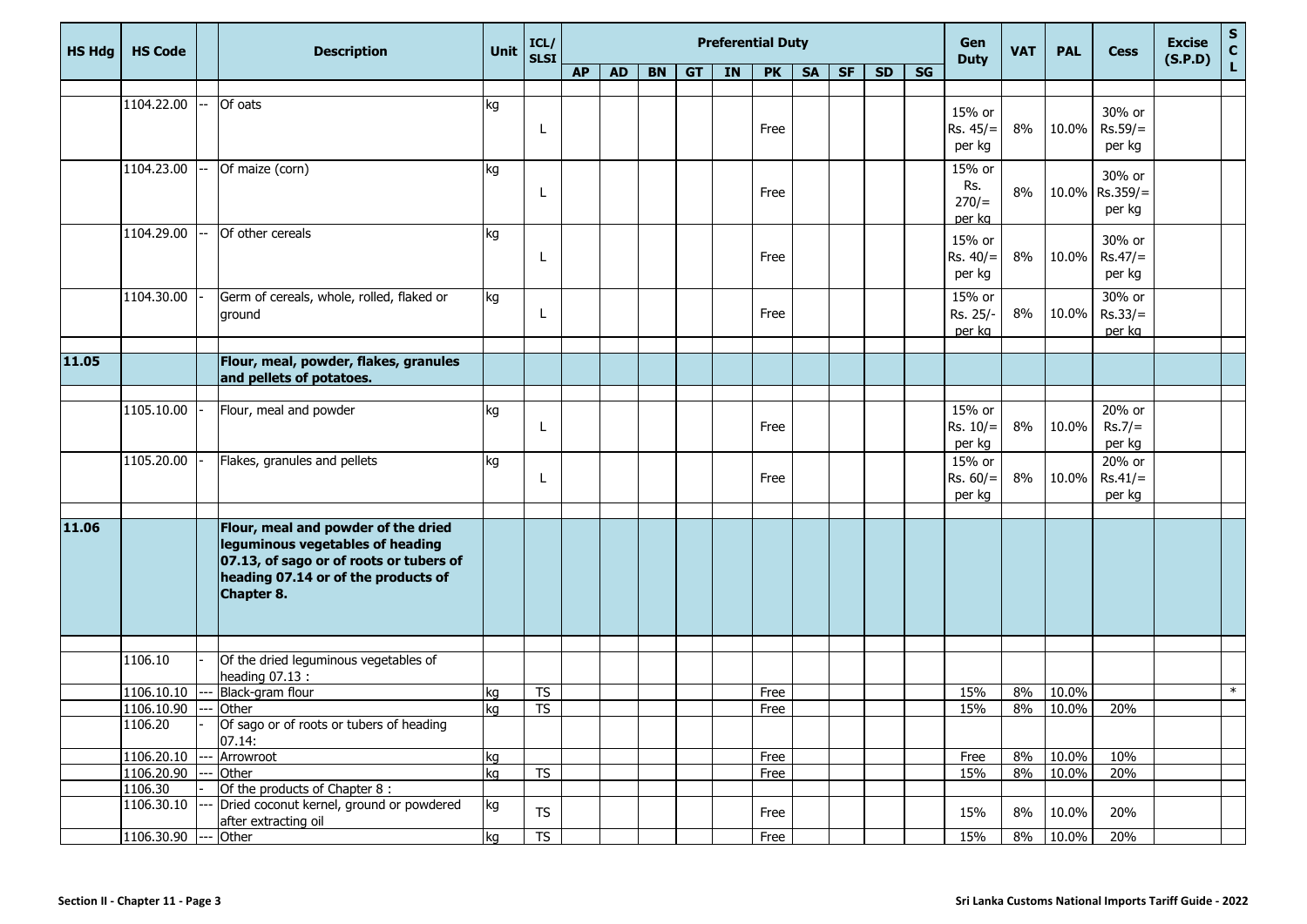| HS Hdg | HS Code | | Description | Unit | ICL/ SLSI | Preferential Duty | | | | | | | | | | Gen Duty | VAT | PAL | Cess | Excise (S.P.D) | S C L |
|---|---|---|---|---|---|---|---|---|---|---|---|---|---|---|---|---|---|---|---|---|---|
| | | | | | | AP | AD | BN | GT | IN | PK | SA | SF | SD | SG | | | | | | |
| | 1104.22.00 | -- | Of oats | kg | L | | | | | | Free | | | | | 15% or Rs. 45/= per kg | 8% | 10.0% | 30% or Rs.59/= per kg | | |
| | 1104.23.00 | -- | Of maize (corn) | kg | L | | | | | | Free | | | | | 15% or Rs. 270/= per kg | 8% | 10.0% | 30% or Rs.359/= per kg | | |
| | 1104.29.00 | -- | Of other cereals | kg | L | | | | | | Free | | | | | 15% or Rs. 40/= per kg | 8% | 10.0% | 30% or Rs.47/= per kg | | |
| | 1104.30.00 | - | Germ of cereals, whole, rolled, flaked or ground | kg | L | | | | | | Free | | | | | 15% or Rs. 25/- per kg | 8% | 10.0% | 30% or Rs.33/= per kg | | |
| **11.05** | | | **Flour, meal, powder, flakes, granules and pellets of potatoes.** | | | | | | | | | | | | | | | | | | |
| | 1105.10.00 | - | Flour, meal and powder | kg | L | | | | | | Free | | | | | 15% or Rs. 10/= per kg | 8% | 10.0% | 20% or Rs.7/= per kg | | |
| | 1105.20.00 | - | Flakes, granules and pellets | kg | L | | | | | | Free | | | | | 15% or Rs. 60/= per kg | 8% | 10.0% | 20% or Rs.41/= per kg | | |
| **11.06** | | | **Flour, meal and powder of the dried leguminous vegetables of heading 07.13, of sago or of roots or tubers of heading 07.14 or of the products of Chapter 8.** | | | | | | | | | | | | | | | | | | |
| | 1106.10 | - | Of the dried leguminous vegetables of heading 07.13 : | | | | | | | | | | | | | | | | | | |
| | 1106.10.10 | --- | Black-gram flour | kg | TS | | | | | | Free | | | | | 15% | 8% | 10.0% | | | * |
| | 1106.10.90 | --- | Other | kg | TS | | | | | | Free | | | | | 15% | 8% | 10.0% | 20% | | |
| | 1106.20 | - | Of sago or of roots or tubers of heading 07.14: | | | | | | | | | | | | | | | | | | |
| | 1106.20.10 | --- | Arrowroot | kg | | | | | | | Free | | | | | Free | 8% | 10.0% | 10% | | |
| | 1106.20.90 | --- | Other | kg | TS | | | | | | Free | | | | | 15% | 8% | 10.0% | 20% | | |
| | 1106.30 | - | Of the products of Chapter 8 : | | | | | | | | | | | | | | | | | | |
| | 1106.30.10 | --- | Dried coconut kernel, ground or powdered after extracting oil | kg | TS | | | | | | Free | | | | | 15% | 8% | 10.0% | 20% | | |
| | 1106.30.90 | --- | Other | kg | TS | | | | | | Free | | | | | 15% | 8% | 10.0% | 20% | | |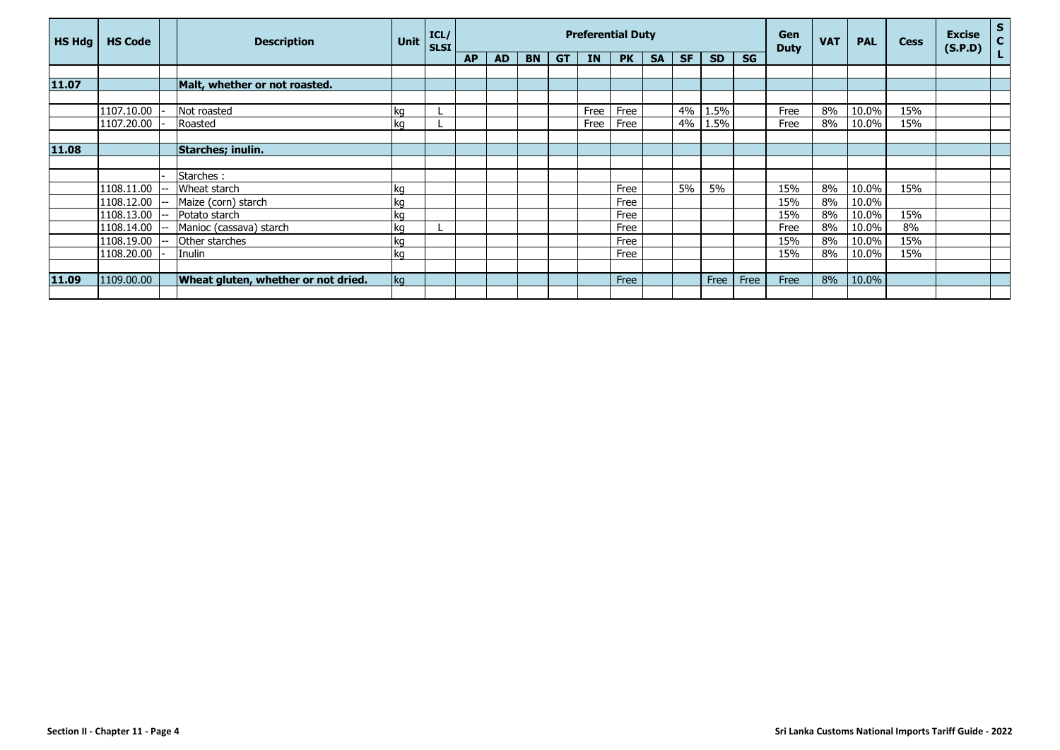| HS Hdg | HS Code | | Description | Unit | ICL/ SLSI | Preferential Duty | | | | | | | | | | Gen Duty | VAT | PAL | Cess | Excise (S.P.D) | S C L |
|---|---|---|---|---|---|---|---|---|---|---|---|---|---|---|---|---|---|---|---|---|---|
| | | | | | | AP | AD | BN | GT | IN | PK | SA | SF | SD | SG | | | | | | |
| 11.07 | | | **Malt, whether or not roasted.** | | | | | | | | | | | | | | | | | | |
| | 1107.10.00 | - | Not roasted | kg | L | | | | | Free | Free | | 4% | 1.5% | | Free | 8% | 10.0% | 15% | | |
| | 1107.20.00 | - | Roasted | kg | L | | | | | Free | Free | | 4% | 1.5% | | Free | 8% | 10.0% | 15% | | |
| 11.08 | | | **Starches; inulin.** | | | | | | | | | | | | | | | | | | |
| | | - | Starches : | | | | | | | | | | | | | | | | | | |
| | 1108.11.00 | -- | Wheat starch | kg | | | | | | | Free | | 5% | 5% | | 15% | 8% | 10.0% | 15% | | |
| | 1108.12.00 | -- | Maize (corn) starch | kg | | | | | | | Free | | | | | 15% | 8% | 10.0% | | | |
| | 1108.13.00 | -- | Potato starch | kg | | | | | | | Free | | | | | 15% | 8% | 10.0% | 15% | | |
| | 1108.14.00 | -- | Manioc (cassava) starch | kg | L | | | | | | Free | | | | | Free | 8% | 10.0% | 8% | | |
| | 1108.19.00 | -- | Other starches | kg | | | | | | | Free | | | | | 15% | 8% | 10.0% | 15% | | |
| | 1108.20.00 | - | Inulin | kg | | | | | | | Free | | | | | 15% | 8% | 10.0% | 15% | | |
| 11.09 | 1109.00.00 | | **Wheat gluten, whether or not dried.** | kg | | | | | | | Free | | | Free | Free | Free | 8% | 10.0% | | | |